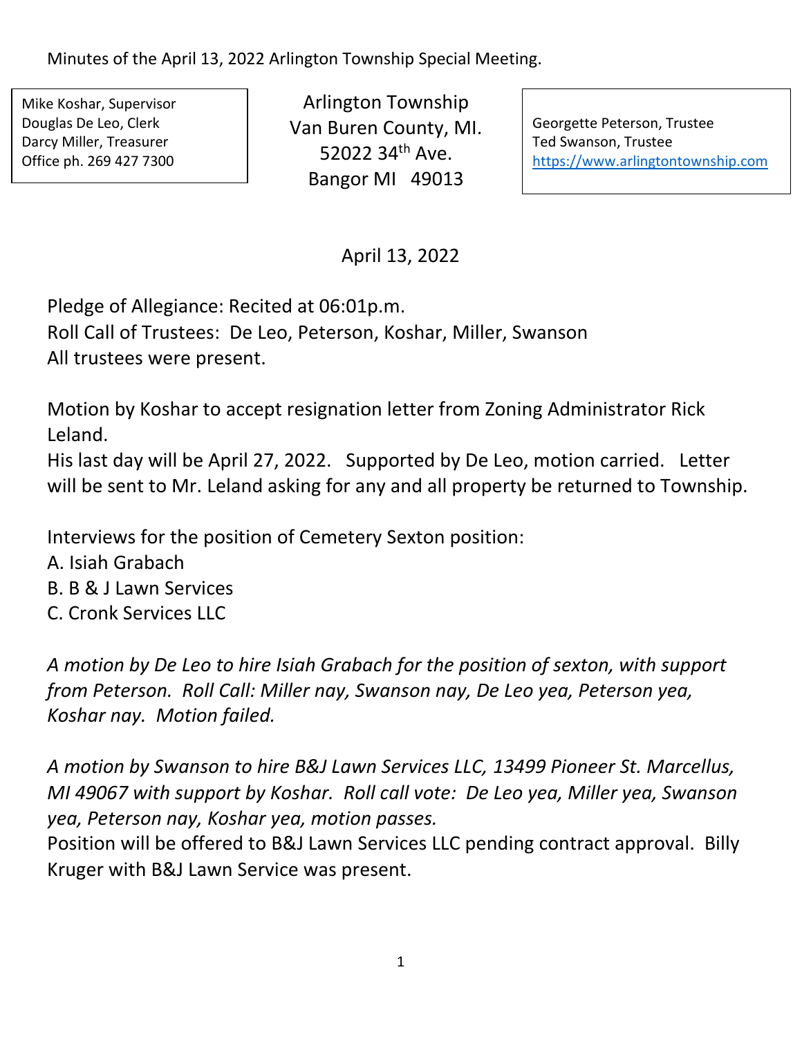Minutes of the April 13, 2022 Arlington Township Special Meeting.

Mike Koshar, Supervisor
Douglas De Leo, Clerk
Darcy Miller, Treasurer
Office ph. 269 427 7300

Arlington Township
Van Buren County, MI.
52022 34th Ave.
Bangor MI 49013

Georgette Peterson, Trustee
Ted Swanson, Trustee
https://www.arlingtontownship.com

April 13, 2022

Pledge of Allegiance: Recited at 06:01p.m.
Roll Call of Trustees: De Leo, Peterson, Koshar, Miller, Swanson
All trustees were present.

Motion by Koshar to accept resignation letter from Zoning Administrator Rick Leland.
His last day will be April 27, 2022. Supported by De Leo, motion carried. Letter will be sent to Mr. Leland asking for any and all property be returned to Township.

Interviews for the position of Cemetery Sexton position:
A. Isiah Grabach
B. B & J Lawn Services
C. Cronk Services LLC

*A motion by De Leo to hire Isiah Grabach for the position of sexton, with support from Peterson. Roll Call: Miller nay, Swanson nay, De Leo yea, Peterson yea, Koshar nay. Motion failed.*

*A motion by Swanson to hire B&J Lawn Services LLC, 13499 Pioneer St. Marcellus, MI 49067 with support by Koshar. Roll call vote: De Leo yea, Miller yea, Swanson yea, Peterson nay, Koshar yea, motion passes.*
Position will be offered to B&J Lawn Services LLC pending contract approval. Billy Kruger with B&J Lawn Service was present.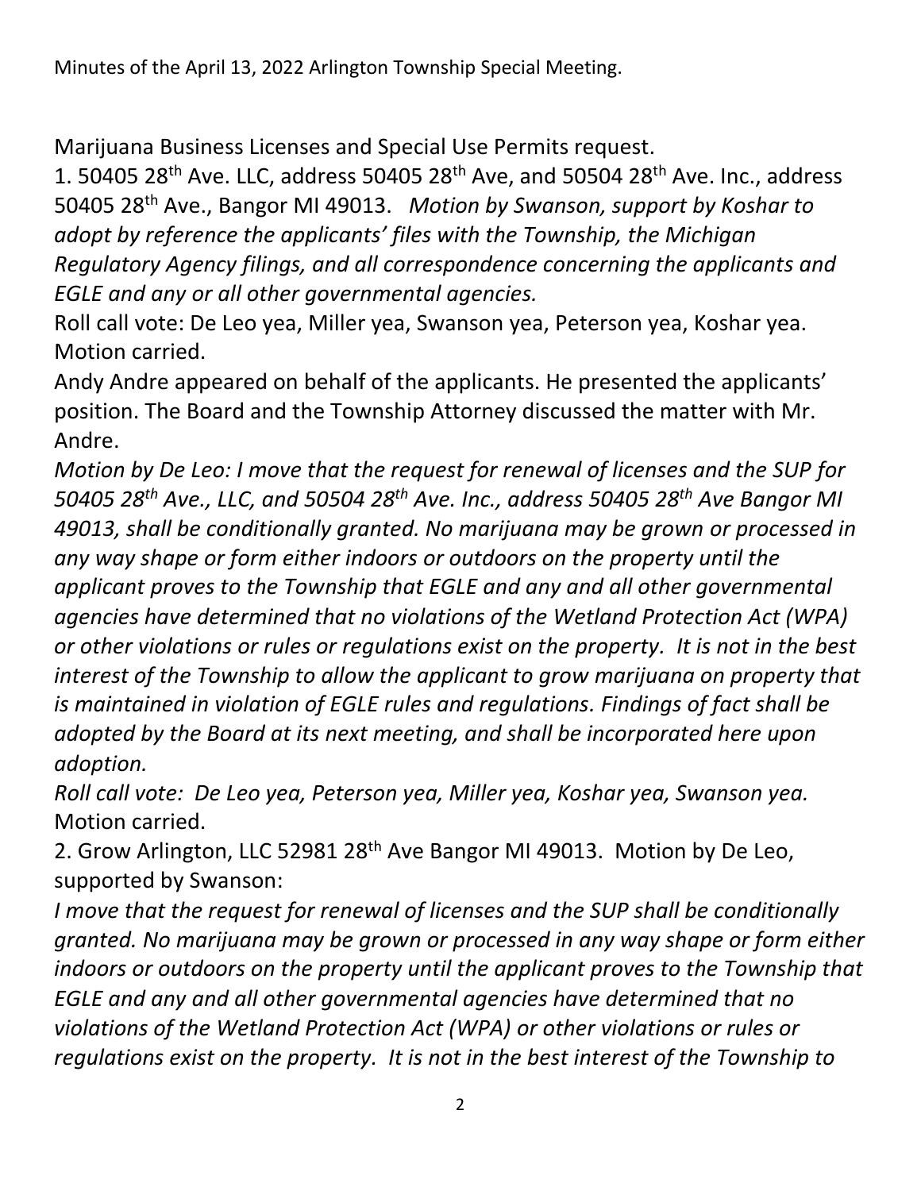Minutes of the April 13, 2022 Arlington Township Special Meeting.

Marijuana Business Licenses and Special Use Permits request.

1. 50405 28th Ave. LLC, address 50405 28th Ave, and 50504 28th Ave. Inc., address 50405 28th Ave., Bangor MI 49013. *Motion by Swanson, support by Koshar to adopt by reference the applicants' files with the Township, the Michigan Regulatory Agency filings, and all correspondence concerning the applicants and EGLE and any or all other governmental agencies.*

Roll call vote: De Leo yea, Miller yea, Swanson yea, Peterson yea, Koshar yea. Motion carried.

Andy Andre appeared on behalf of the applicants. He presented the applicants' position. The Board and the Township Attorney discussed the matter with Mr. Andre.

*Motion by De Leo: I move that the request for renewal of licenses and the SUP for 50405 28th Ave., LLC, and 50504 28th Ave. Inc., address 50405 28th Ave Bangor MI 49013, shall be conditionally granted. No marijuana may be grown or processed in any way shape or form either indoors or outdoors on the property until the applicant proves to the Township that EGLE and any and all other governmental agencies have determined that no violations of the Wetland Protection Act (WPA) or other violations or rules or regulations exist on the property. It is not in the best interest of the Township to allow the applicant to grow marijuana on property that is maintained in violation of EGLE rules and regulations. Findings of fact shall be adopted by the Board at its next meeting, and shall be incorporated here upon adoption.*

*Roll call vote: De Leo yea, Peterson yea, Miller yea, Koshar yea, Swanson yea.* Motion carried.

2. Grow Arlington, LLC 52981 28th Ave Bangor MI 49013. Motion by De Leo, supported by Swanson:

*I move that the request for renewal of licenses and the SUP shall be conditionally granted. No marijuana may be grown or processed in any way shape or form either indoors or outdoors on the property until the applicant proves to the Township that EGLE and any and all other governmental agencies have determined that no violations of the Wetland Protection Act (WPA) or other violations or rules or regulations exist on the property. It is not in the best interest of the Township to*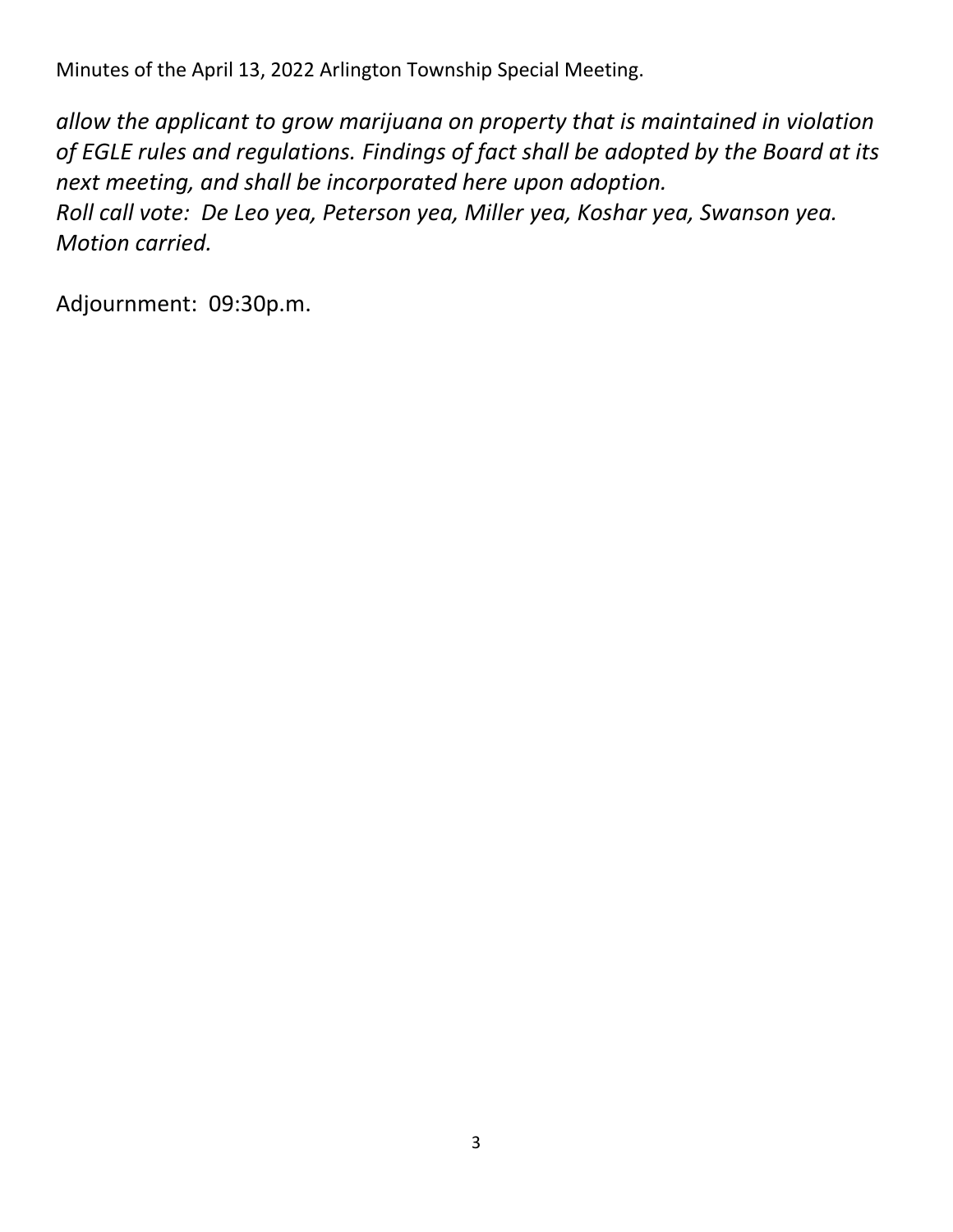*allow the applicant to grow marijuana on property that is maintained in violation of EGLE rules and regulations. Findings of fact shall be adopted by the Board at its next meeting, and shall be incorporated here upon adoption.*
*Roll call vote: De Leo yea, Peterson yea, Miller yea, Koshar yea, Swanson yea. Motion carried.*

Adjournment: 09:30p.m.